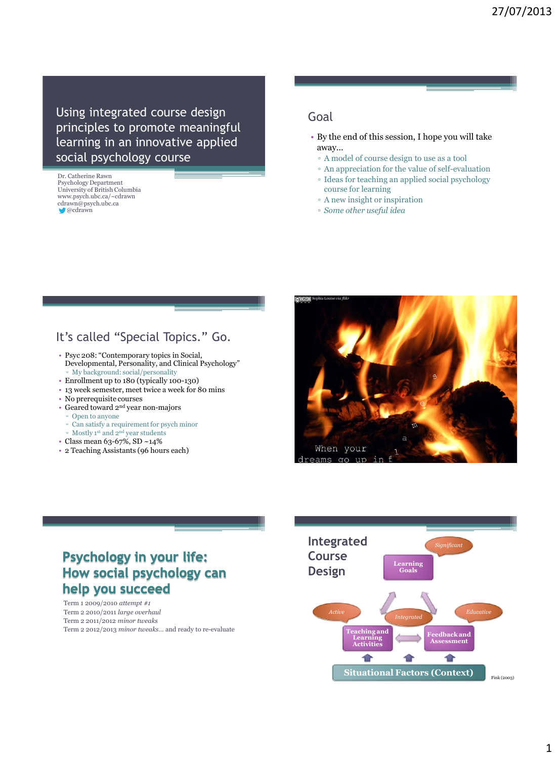# Using integrated course design principles to promote meaningful learning in an innovative applied social psychology course

Dr. Catherine Rawn
Psychology Department
University of British Columbia
www.psych.ubc.ca/~cdrawn
cdrawn@psych.ubc.ca
@cdrawn

## Goal

- By the end of this session, I hope you will take away…
  - A model of course design to use as a tool
  - An appreciation for the value of self-evaluation
  - Ideas for teaching an applied social psychology course for learning
  - A new insight or inspiration
  - *Some other useful idea*

## It's called "Special Topics." Go.

- Psyc 208: "Contemporary topics in Social, Developmental, Personality, and Clinical Psychology"
  - My background: social/personality
- Enrollment up to 180 (typically 100-130)
- 13 week semester, meet twice a week for 80 mins
- No prerequisite courses
- Geared toward 2nd year non-majors
  - Open to anyone
  - Can satisfy a requirement for psych minor
  - Mostly 1st and 2nd year students
- Class mean 63-67%, SD ~14%
- 2 Teaching Assistants (96 hours each)

Sophia Louise *via flikr*

When your dreams go up in flames

## Psychology in your life: How social psychology can help you succeed

Term 1 2009/2010 *attempt #1*
Term 2 2010/2011 *large overhaul*
Term 2 2011/2012 *minor tweaks*
Term 2 2012/2013 *minor tweaks…* and ready to re-evaluate

## Integrated Course Design

- Learning Goals (*Significant*)
- Teaching and Learning Activities (*Active*)
- Feedback and Assessment (*Educative*)
- *Integrated*
- Situational Factors (Context)

Fink (2003)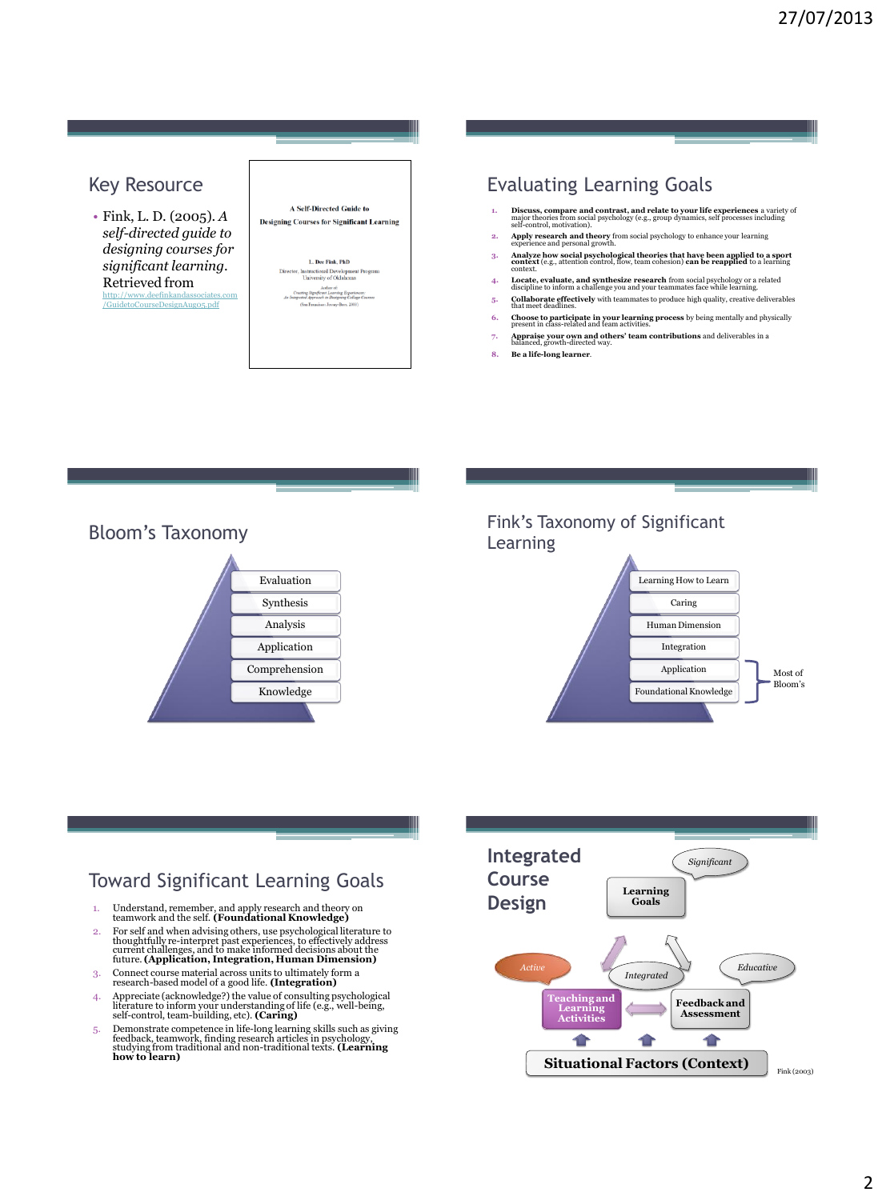## Key Resource

- Fink, L. D. (2005). *A self-directed guide to designing courses for significant learning.* Retrieved from http://www.deefinkandassociates.com/GuidetoCourseDesignAug05.pdf

A Self-Directed Guide to Designing Courses for Significant Learning

L. Dee Fink, PhD
Director, Instructional Development Program
University of Oklahoma

Author of:
*Creating Significant Learning Experiences: An Integrated Approach to Designing College Courses*
(San Francisco: Jossey-Bass, 2003)

## Evaluating Learning Goals

1. **Discuss, compare and contrast, and relate to your life experiences** a variety of major theories from social psychology (e.g., group dynamics, self processes including self-control, motivation).
2. **Apply research and theory** from social psychology to enhance your learning experience and personal growth.
3. **Analyze how social psychological theories that have been applied to a sport context** (e.g., attention control, flow, team cohesion) **can be reapplied** to a learning context.
4. **Locate, evaluate, and synthesize research** from social psychology or a related discipline to inform a challenge you and your teammates face while learning.
5. **Collaborate effectively** with teammates to produce high quality, creative deliverables that meet deadlines.
6. **Choose to participate in your learning process** by being mentally and physically present in class-related and team activities.
7. **Appraise your own and others' team contributions** and deliverables in a balanced, growth-directed way.
8. **Be a life-long learner**.

## Bloom's Taxonomy

- Evaluation
- Synthesis
- Analysis
- Application
- Comprehension
- Knowledge

## Fink's Taxonomy of Significant Learning

- Learning How to Learn
- Caring
- Human Dimension
- Integration
- Application
- Foundational Knowledge

(Application and Foundational Knowledge: Most of Bloom's)

## Toward Significant Learning Goals

1. Understand, remember, and apply research and theory on teamwork and the self. **(Foundational Knowledge)**
2. For self and when advising others, use psychological literature to thoughtfully re-interpret past experiences, to effectively address current challenges, and to make informed decisions about the future. **(Application, Integration, Human Dimension)**
3. Connect course material across units to ultimately form a research-based model of a good life. **(Integration)**
4. Appreciate (acknowledge?) the value of consulting psychological literature to inform your understanding of life (e.g., well-being, self-control, team-building, etc). **(Caring)**
5. Demonstrate competence in life-long learning skills such as giving feedback, teamwork, finding research articles in psychology, studying from traditional and non-traditional texts. **(Learning how to learn)**

## Integrated Course Design

- Learning Goals (*Significant*)
- Teaching and Learning Activities (*Active*)
- Feedback and Assessment (*Educative*)
- *Integrated*
- Situational Factors (Context)

Fink (2003)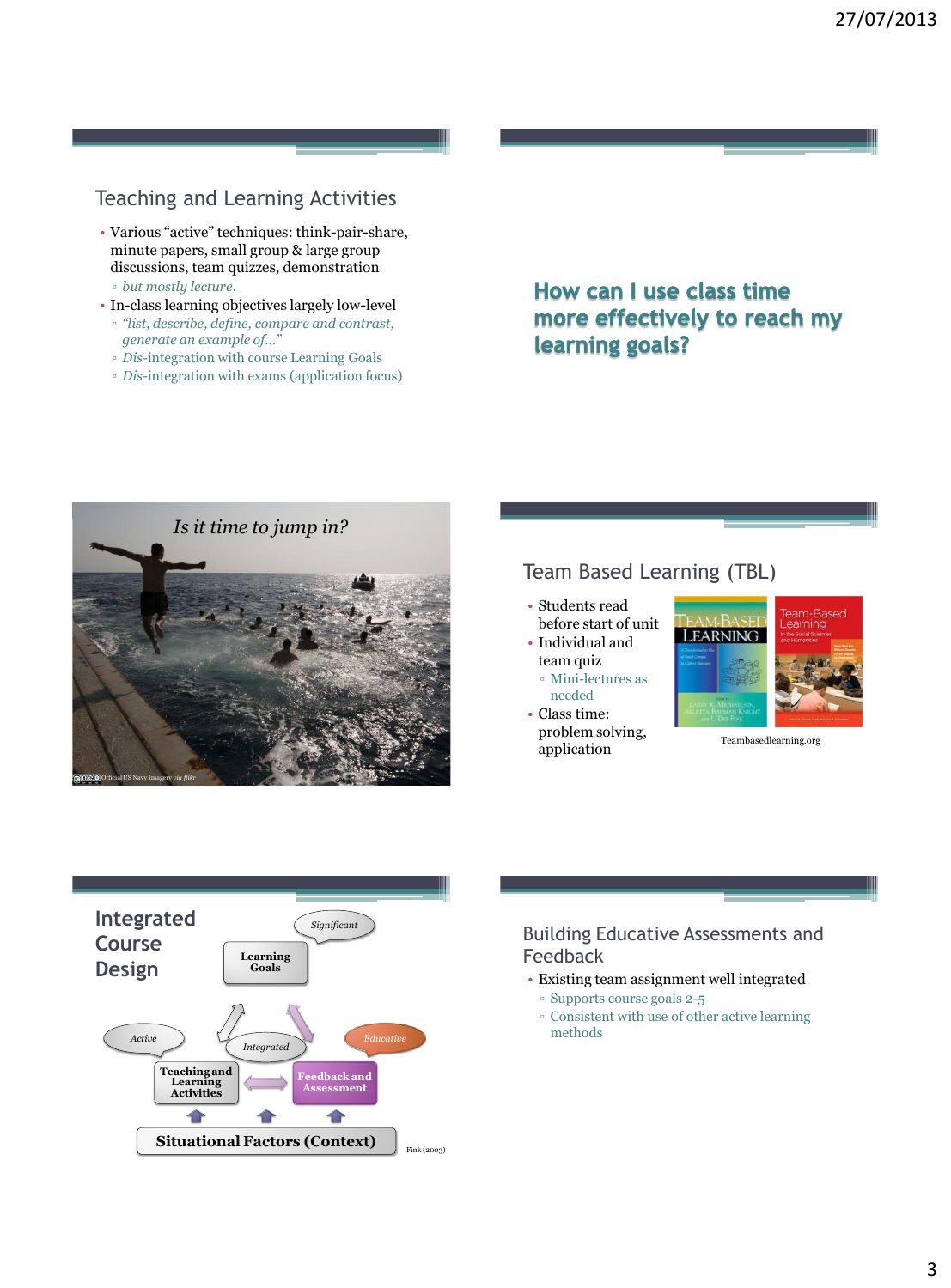## Teaching and Learning Activities

- Various "active" techniques: think-pair-share, minute papers, small group & large group discussions, team quizzes, demonstration
  - *but mostly lecture.*
- In-class learning objectives largely low-level
  - *"list, describe, define, compare and contrast, generate an example of…"*
  - *Dis*-integration with course Learning Goals
  - *Dis*-integration with exams (application focus)

## How can I use class time more effectively to reach my learning goals?

*Is it time to jump in?*

Official US Navy Imagery via *flikr*

## Team Based Learning (TBL)

- Students read before start of unit
- Individual and team quiz
  - Mini-lectures as needed
- Class time: problem solving, application

Teambasedlearning.org

## Integrated Course Design

- Significant → Learning Goals
- Active → Teaching and Learning Activities
- Integrated
- Educative → Feedback and Assessment
- Situational Factors (Context)

Fink (2003)

## Building Educative Assessments and Feedback

- Existing team assignment well integrated
  - Supports course goals 2-5
  - Consistent with use of other active learning methods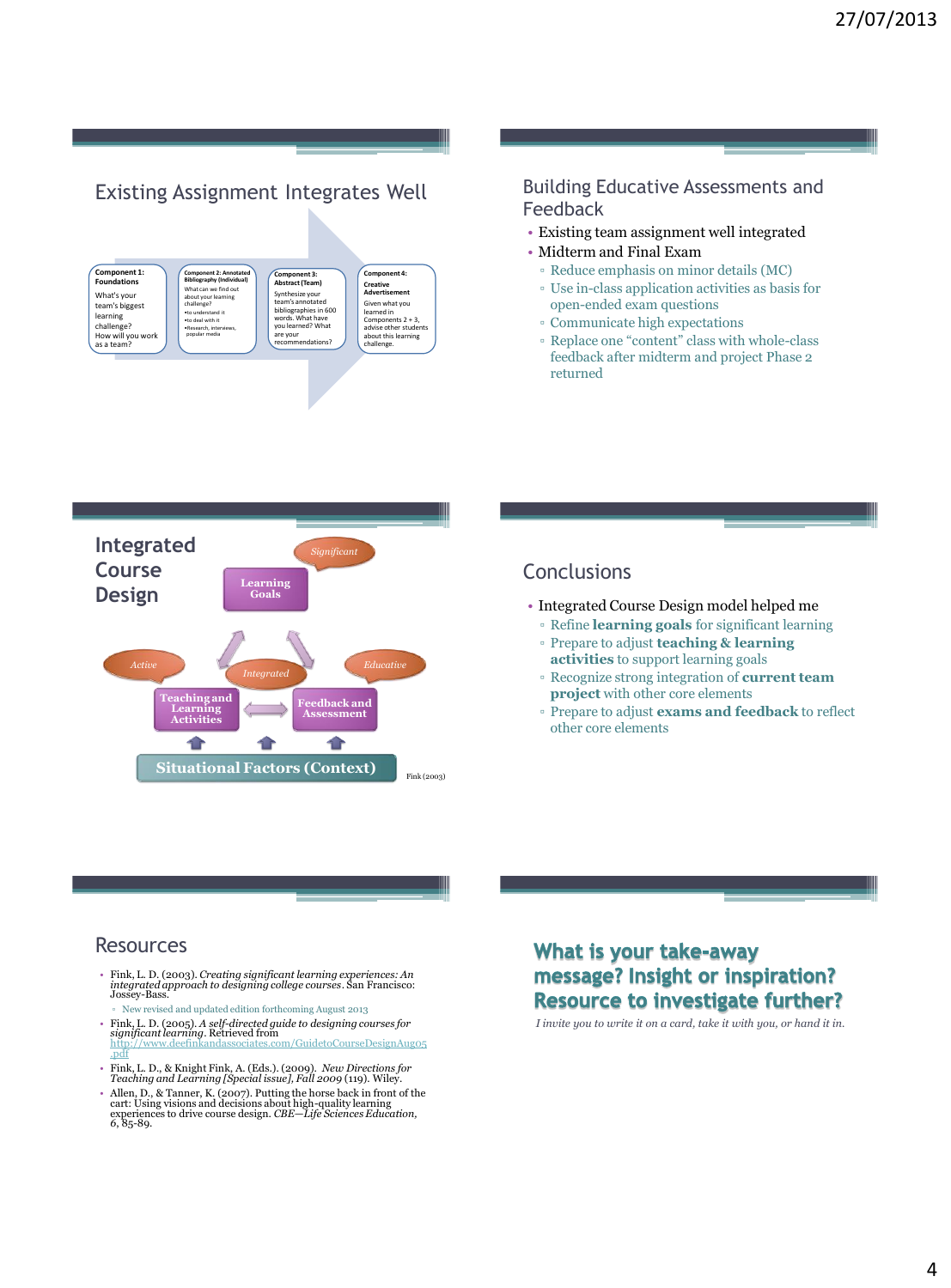## Existing Assignment Integrates Well

**Component 1: Foundations**
What's your team's biggest learning challenge?
How will you work as a team?

**Component 2: Annotated Bibliography (Individual)**
What can we find out about your learning challenge?
•to understand it
•to deal with it
•Research, interviews, popular media

**Component 3: Abstract (Team)**
Synthesize your team's annotated bibliographies in 600 words. What have you learned? What are your recommendations?

**Component 4: Creative Advertisement**
Given what you learned in Components 2 + 3, advise other students about this learning challenge.

## Building Educative Assessments and Feedback

- Existing team assignment well integrated
- Midterm and Final Exam
  - Reduce emphasis on minor details (MC)
  - Use in-class application activities as basis for open-ended exam questions
  - Communicate high expectations
  - Replace one "content" class with whole-class feedback after midterm and project Phase 2 returned

## Integrated Course Design

Significant
Learning Goals
Active
Integrated
Educative
Teaching and Learning Activities
Feedback and Assessment
Situational Factors (Context)
Fink (2003)

## Conclusions

- Integrated Course Design model helped me
  - Refine **learning goals** for significant learning
  - Prepare to adjust **teaching & learning activities** to support learning goals
  - Recognize strong integration of **current team project** with other core elements
  - Prepare to adjust **exams and feedback** to reflect other core elements

## Resources

- Fink, L. D. (2003). *Creating significant learning experiences: An integrated approach to designing college courses*. San Francisco: Jossey-Bass.
  - New revised and updated edition forthcoming August 2013
- Fink, L. D. (2005). *A self-directed guide to designing courses for significant learning*. Retrieved from http://www.deefinkandassociates.com/GuidetoCourseDesignAug05.pdf
- Fink, L. D., & Knight Fink, A. (Eds.). (2009). *New Directions for Teaching and Learning [Special issue], Fall 2009* (119). Wiley.
- Allen, D., & Tanner, K. (2007). Putting the horse back in front of the cart: Using visions and decisions about high-quality learning experiences to drive course design. *CBE—Life Sciences Education, 6*, 85-89.

## What is your take-away message? Insight or inspiration? Resource to investigate further?

*I invite you to write it on a card, take it with you, or hand it in.*